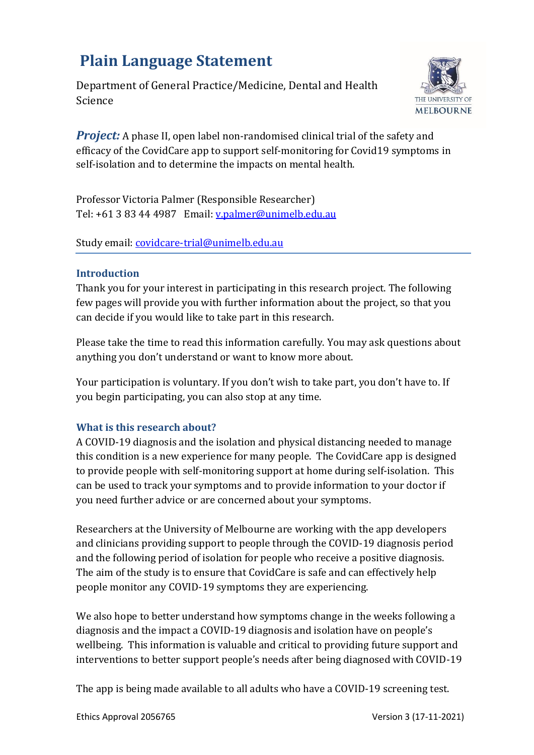# Plain Language Statement

Department of General Practice/Medicine, Dental and Health Science

***Project:*** A phase II, open label non-randomised clinical trial of the safety and efficacy of the CovidCare app to support self-monitoring for Covid19 symptoms in self-isolation and to determine the impacts on mental health.

Professor Victoria Palmer (Responsible Researcher)
Tel: +61 3 83 44 4987 Email: v.palmer@unimelb.edu.au

Study email: covidcare-trial@unimelb.edu.au

## Introduction

Thank you for your interest in participating in this research project. The following few pages will provide you with further information about the project, so that you can decide if you would like to take part in this research.

Please take the time to read this information carefully. You may ask questions about anything you don't understand or want to know more about.

Your participation is voluntary. If you don't wish to take part, you don't have to. If you begin participating, you can also stop at any time.

## What is this research about?

A COVID-19 diagnosis and the isolation and physical distancing needed to manage this condition is a new experience for many people. The CovidCare app is designed to provide people with self-monitoring support at home during self-isolation. This can be used to track your symptoms and to provide information to your doctor if you need further advice or are concerned about your symptoms.

Researchers at the University of Melbourne are working with the app developers and clinicians providing support to people through the COVID-19 diagnosis period and the following period of isolation for people who receive a positive diagnosis. The aim of the study is to ensure that CovidCare is safe and can effectively help people monitor any COVID-19 symptoms they are experiencing.

We also hope to better understand how symptoms change in the weeks following a diagnosis and the impact a COVID-19 diagnosis and isolation have on people's wellbeing. This information is valuable and critical to providing future support and interventions to better support people's needs after being diagnosed with COVID-19

The app is being made available to all adults who have a COVID-19 screening test.

Ethics Approval 2056765 Version 3 (17-11-2021)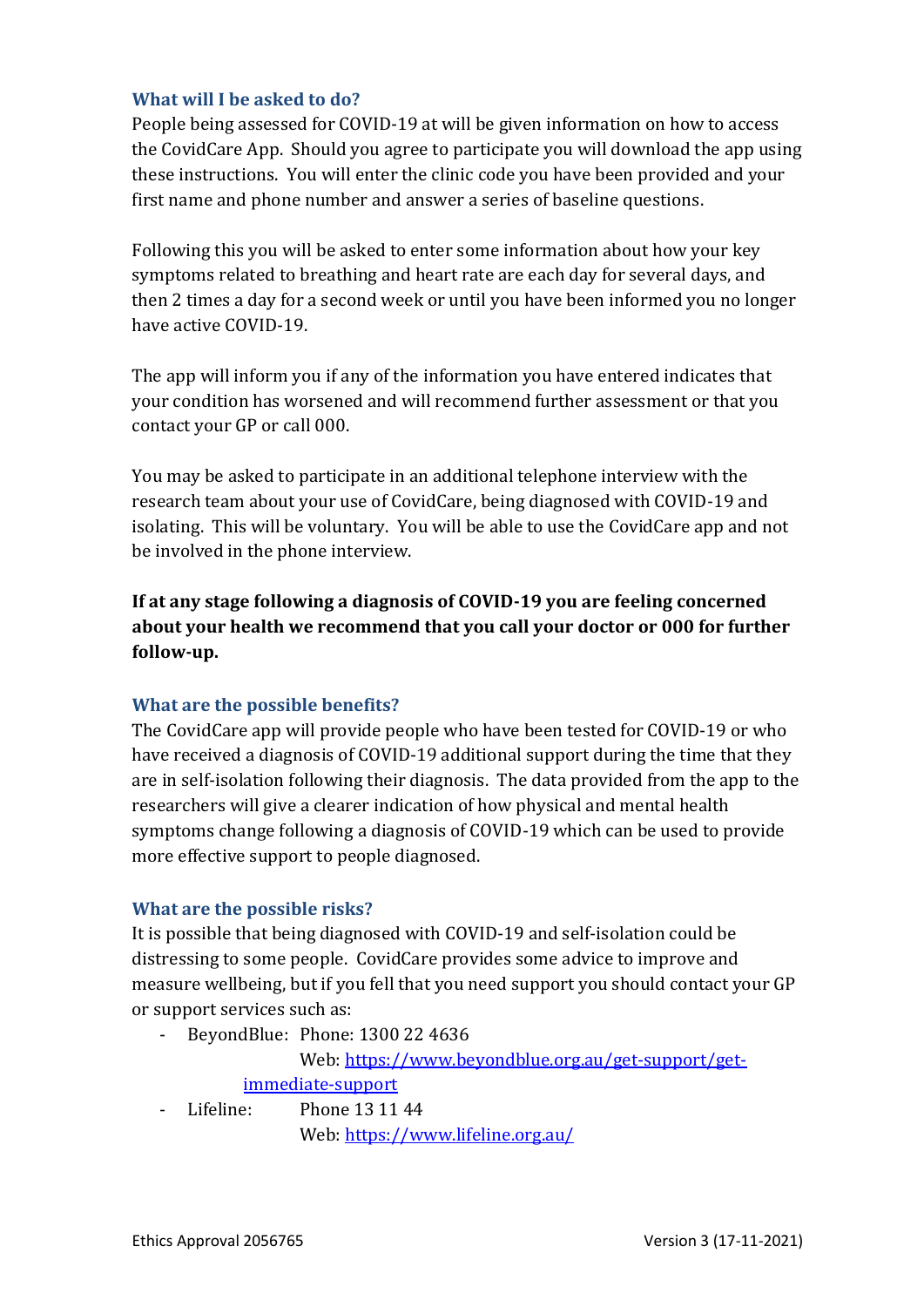### What will I be asked to do?

People being assessed for COVID-19 at will be given information on how to access the CovidCare App. Should you agree to participate you will download the app using these instructions. You will enter the clinic code you have been provided and your first name and phone number and answer a series of baseline questions.

Following this you will be asked to enter some information about how your key symptoms related to breathing and heart rate are each day for several days, and then 2 times a day for a second week or until you have been informed you no longer have active COVID-19.

The app will inform you if any of the information you have entered indicates that your condition has worsened and will recommend further assessment or that you contact your GP or call 000.

You may be asked to participate in an additional telephone interview with the research team about your use of CovidCare, being diagnosed with COVID-19 and isolating. This will be voluntary. You will be able to use the CovidCare app and not be involved in the phone interview.

**If at any stage following a diagnosis of COVID-19 you are feeling concerned about your health we recommend that you call your doctor or 000 for further follow-up.**

### What are the possible benefits?

The CovidCare app will provide people who have been tested for COVID-19 or who have received a diagnosis of COVID-19 additional support during the time that they are in self-isolation following their diagnosis. The data provided from the app to the researchers will give a clearer indication of how physical and mental health symptoms change following a diagnosis of COVID-19 which can be used to provide more effective support to people diagnosed.

### What are the possible risks?

It is possible that being diagnosed with COVID-19 and self-isolation could be distressing to some people. CovidCare provides some advice to improve and measure wellbeing, but if you fell that you need support you should contact your GP or support services such as:

- BeyondBlue: Phone: 1300 22 4636
  Web: https://www.beyondblue.org.au/get-support/get-immediate-support
- Lifeline: Phone 13 11 44
  Web: https://www.lifeline.org.au/

Ethics Approval 2056765 Version 3 (17-11-2021)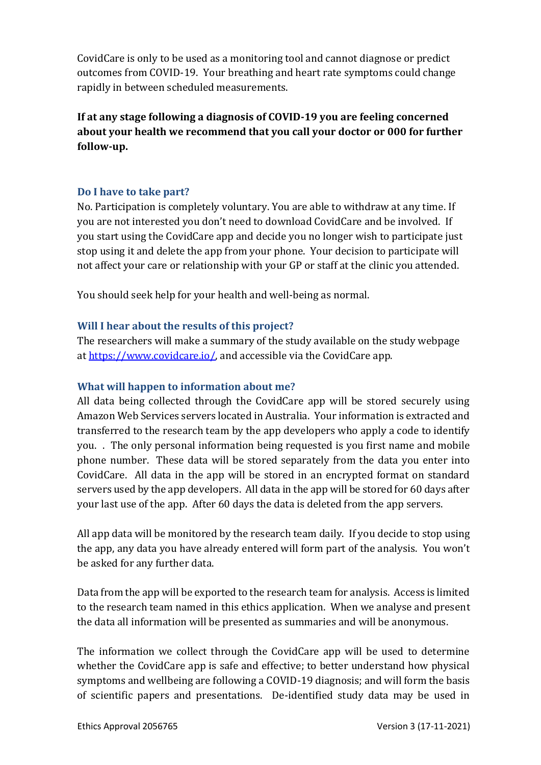CovidCare is only to be used as a monitoring tool and cannot diagnose or predict outcomes from COVID-19. Your breathing and heart rate symptoms could change rapidly in between scheduled measurements.

**If at any stage following a diagnosis of COVID-19 you are feeling concerned about your health we recommend that you call your doctor or 000 for further follow-up.**

### Do I have to take part?

No. Participation is completely voluntary. You are able to withdraw at any time. If you are not interested you don't need to download CovidCare and be involved. If you start using the CovidCare app and decide you no longer wish to participate just stop using it and delete the app from your phone. Your decision to participate will not affect your care or relationship with your GP or staff at the clinic you attended.

You should seek help for your health and well-being as normal.

### Will I hear about the results of this project?

The researchers will make a summary of the study available on the study webpage at [https://www.covidcare.io/](https://www.covidcare.io/), and accessible via the CovidCare app.

### What will happen to information about me?

All data being collected through the CovidCare app will be stored securely using Amazon Web Services servers located in Australia. Your information is extracted and transferred to the research team by the app developers who apply a code to identify you. . The only personal information being requested is you first name and mobile phone number. These data will be stored separately from the data you enter into CovidCare. All data in the app will be stored in an encrypted format on standard servers used by the app developers. All data in the app will be stored for 60 days after your last use of the app. After 60 days the data is deleted from the app servers.

All app data will be monitored by the research team daily. If you decide to stop using the app, any data you have already entered will form part of the analysis. You won't be asked for any further data.

Data from the app will be exported to the research team for analysis. Access is limited to the research team named in this ethics application. When we analyse and present the data all information will be presented as summaries and will be anonymous.

The information we collect through the CovidCare app will be used to determine whether the CovidCare app is safe and effective; to better understand how physical symptoms and wellbeing are following a COVID-19 diagnosis; and will form the basis of scientific papers and presentations. De-identified study data may be used in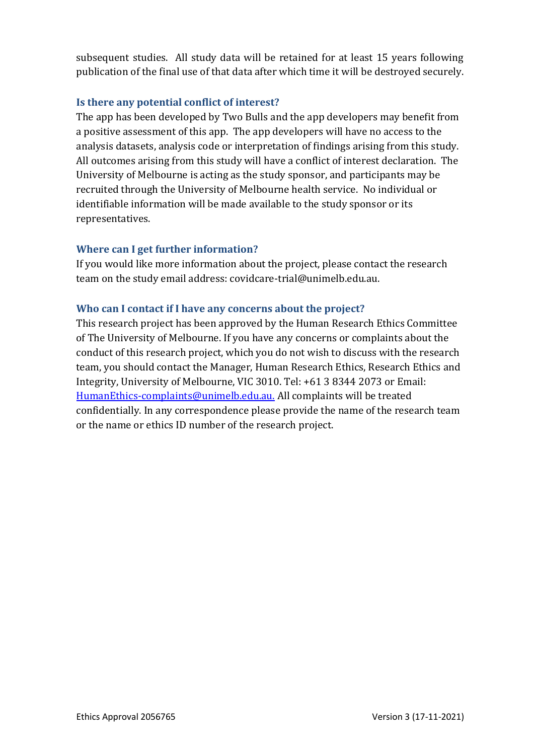subsequent studies. All study data will be retained for at least 15 years following publication of the final use of that data after which time it will be destroyed securely.

### Is there any potential conflict of interest?

The app has been developed by Two Bulls and the app developers may benefit from a positive assessment of this app. The app developers will have no access to the analysis datasets, analysis code or interpretation of findings arising from this study. All outcomes arising from this study will have a conflict of interest declaration. The University of Melbourne is acting as the study sponsor, and participants may be recruited through the University of Melbourne health service. No individual or identifiable information will be made available to the study sponsor or its representatives.

### Where can I get further information?

If you would like more information about the project, please contact the research team on the study email address: covidcare-trial@unimelb.edu.au.

### Who can I contact if I have any concerns about the project?

This research project has been approved by the Human Research Ethics Committee of The University of Melbourne. If you have any concerns or complaints about the conduct of this research project, which you do not wish to discuss with the research team, you should contact the Manager, Human Research Ethics, Research Ethics and Integrity, University of Melbourne, VIC 3010. Tel: +61 3 8344 2073 or Email: HumanEthics-complaints@unimelb.edu.au. All complaints will be treated confidentially. In any correspondence please provide the name of the research team or the name or ethics ID number of the research project.

Ethics Approval 2056765 Version 3 (17-11-2021)